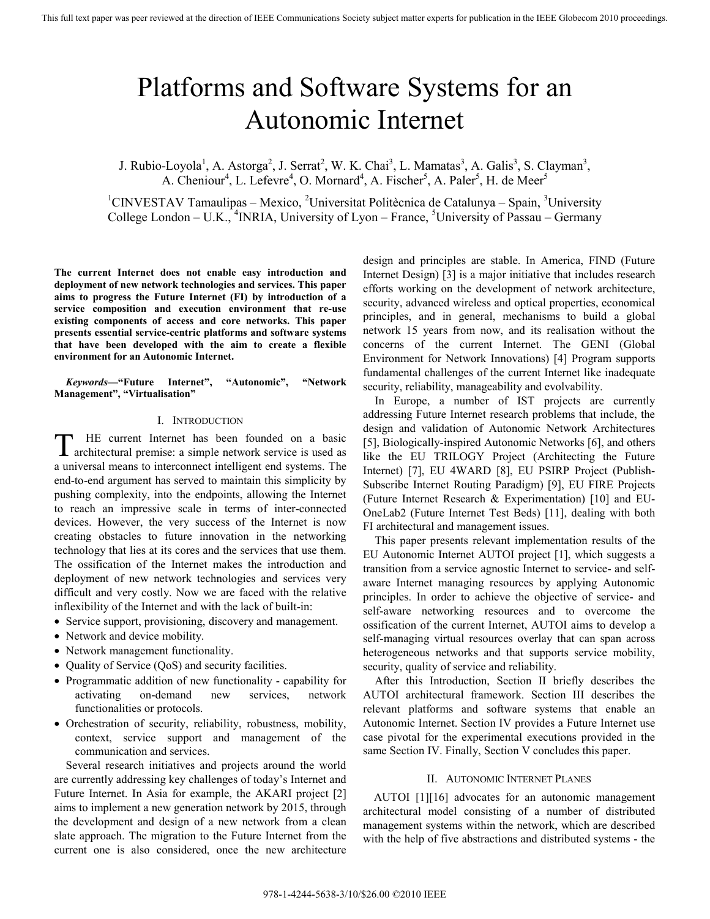# Platforms and Software Systems for an Autonomic Internet

J. Rubio-Loyola[1], A. Astorga[2], J. Serrat[2], W. K. Chai[3], L. Mamatas[3], A. Galis[3], S. Clayman[3], A. Cheniour[4], L. Lefevre[4], O. Mornard[4], A. Fischer[5], A. Paler[5], H. de Meer[5]

[1]CINVESTAV Tamaulipas – Mexico, [2]Universitat Politècnica de Catalunya – Spain, [3]University College London – U.K., [4]INRIA, University of Lyon – France, [5]University of Passau – Germany

**The current Internet does not enable easy introduction and deployment of new network technologies and services. This paper aims to progress the Future Internet (FI) by introduction of a service composition and execution environment that re-use existing components of access and core networks. This paper presents essential service-centric platforms and software systems that have been developed with the aim to create a flexible environment for an Autonomic Internet.**

***Keywords*—"Future Internet", "Autonomic", "Network Management", "Virtualisation"**

## I. Introduction

The current Internet has been founded on a basic architectural premise: a simple network service is used as a universal means to interconnect intelligent end systems. The end-to-end argument has served to maintain this simplicity by pushing complexity, into the endpoints, allowing the Internet to reach an impressive scale in terms of inter-connected devices. However, the very success of the Internet is now creating obstacles to future innovation in the networking technology that lies at its cores and the services that use them. The ossification of the Internet makes the introduction and deployment of new network technologies and services very difficult and very costly. Now we are faced with the relative inflexibility of the Internet and with the lack of built-in:

- Service support, provisioning, discovery and management.
- Network and device mobility.
- Network management functionality.
- Quality of Service (QoS) and security facilities.
- Programmatic addition of new functionality - capability for activating on-demand new services, network functionalities or protocols.
- Orchestration of security, reliability, robustness, mobility, context, service support and management of the communication and services.

Several research initiatives and projects around the world are currently addressing key challenges of today's Internet and Future Internet. In Asia for example, the AKARI project [2] aims to implement a new generation network by 2015, through the development and design of a new network from a clean slate approach. The migration to the Future Internet from the current one is also considered, once the new architecture design and principles are stable. In America, FIND (Future Internet Design) [3] is a major initiative that includes research efforts working on the development of network architecture, security, advanced wireless and optical properties, economical principles, and in general, mechanisms to build a global network 15 years from now, and its realisation without the concerns of the current Internet. The GENI (Global Environment for Network Innovations) [4] Program supports fundamental challenges of the current Internet like inadequate security, reliability, manageability and evolvability.

In Europe, a number of IST projects are currently addressing Future Internet research problems that include, the design and validation of Autonomic Network Architectures [5], Biologically-inspired Autonomic Networks [6], and others like the EU TRILOGY Project (Architecting the Future Internet) [7], EU 4WARD [8], EU PSIRP Project (Publish-Subscribe Internet Routing Paradigm) [9], EU FIRE Projects (Future Internet Research & Experimentation) [10] and EU-OneLab2 (Future Internet Test Beds) [11], dealing with both FI architectural and management issues.

This paper presents relevant implementation results of the EU Autonomic Internet AUTOI project [1], which suggests a transition from a service agnostic Internet to service- and self-aware Internet managing resources by applying Autonomic principles. In order to achieve the objective of service- and self-aware networking resources and to overcome the ossification of the current Internet, AUTOI aims to develop a self-managing virtual resources overlay that can span across heterogeneous networks and that supports service mobility, security, quality of service and reliability.

After this Introduction, Section II briefly describes the AUTOI architectural framework. Section III describes the relevant platforms and software systems that enable an Autonomic Internet. Section IV provides a Future Internet use case pivotal for the experimental executions provided in the same Section IV. Finally, Section V concludes this paper.

## II. Autonomic Internet Planes

AUTOI [1][16] advocates for an autonomic management architectural model consisting of a number of distributed management systems within the network, which are described with the help of five abstractions and distributed systems - the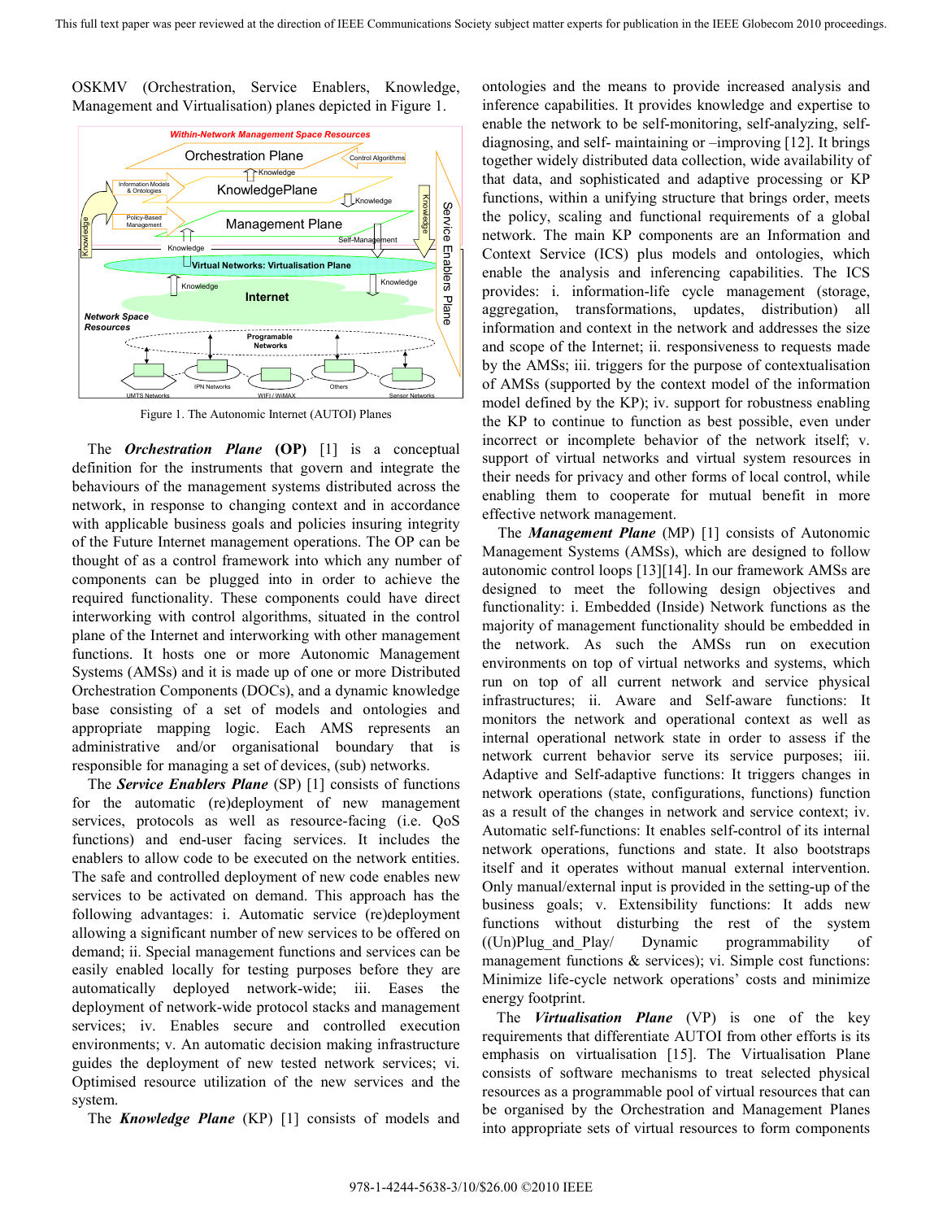OSKMV (Orchestration, Service Enablers, Knowledge, Management and Virtualisation) planes depicted in Figure 1.

Figure 1. The Autonomic Internet (AUTOI) Planes

The ***Orchestration Plane*** **(OP)** [1] is a conceptual definition for the instruments that govern and integrate the behaviours of the management systems distributed across the network, in response to changing context and in accordance with applicable business goals and policies insuring integrity of the Future Internet management operations. The OP can be thought of as a control framework into which any number of components can be plugged into in order to achieve the required functionality. These components could have direct interworking with control algorithms, situated in the control plane of the Internet and interworking with other management functions. It hosts one or more Autonomic Management Systems (AMSs) and it is made up of one or more Distributed Orchestration Components (DOCs), and a dynamic knowledge base consisting of a set of models and ontologies and appropriate mapping logic. Each AMS represents an administrative and/or organisational boundary that is responsible for managing a set of devices, (sub) networks.

The ***Service Enablers Plane*** (SP) [1] consists of functions for the automatic (re)deployment of new management services, protocols as well as resource-facing (i.e. QoS functions) and end-user facing services. It includes the enablers to allow code to be executed on the network entities. The safe and controlled deployment of new code enables new services to be activated on demand. This approach has the following advantages: i. Automatic service (re)deployment allowing a significant number of new services to be offered on demand; ii. Special management functions and services can be easily enabled locally for testing purposes before they are automatically deployed network-wide; iii. Eases the deployment of network-wide protocol stacks and management services; iv. Enables secure and controlled execution environments; v. An automatic decision making infrastructure guides the deployment of new tested network services; vi. Optimised resource utilization of the new services and the system.

The ***Knowledge Plane*** (KP) [1] consists of models and ontologies and the means to provide increased analysis and inference capabilities. It provides knowledge and expertise to enable the network to be self-monitoring, self-analyzing, self-diagnosing, and self- maintaining or –improving [12]. It brings together widely distributed data collection, wide availability of that data, and sophisticated and adaptive processing or KP functions, within a unifying structure that brings order, meets the policy, scaling and functional requirements of a global network. The main KP components are an Information and Context Service (ICS) plus models and ontologies, which enable the analysis and inferencing capabilities. The ICS provides: i. information-life cycle management (storage, aggregation, transformations, updates, distribution) all information and context in the network and addresses the size and scope of the Internet; ii. responsiveness to requests made by the AMSs; iii. triggers for the purpose of contextualisation of AMSs (supported by the context model of the information model defined by the KP); iv. support for robustness enabling the KP to continue to function as best possible, even under incorrect or incomplete behavior of the network itself; v. support of virtual networks and virtual system resources in their needs for privacy and other forms of local control, while enabling them to cooperate for mutual benefit in more effective network management.

The ***Management Plane*** (MP) [1] consists of Autonomic Management Systems (AMSs), which are designed to follow autonomic control loops [13][14]. In our framework AMSs are designed to meet the following design objectives and functionality: i. Embedded (Inside) Network functions as the majority of management functionality should be embedded in the network. As such the AMSs run on execution environments on top of virtual networks and systems, which run on top of all current network and service physical infrastructures; ii. Aware and Self-aware functions: It monitors the network and operational context as well as internal operational network state in order to assess if the network current behavior serve its service purposes; iii. Adaptive and Self-adaptive functions: It triggers changes in network operations (state, configurations, functions) function as a result of the changes in network and service context; iv. Automatic self-functions: It enables self-control of its internal network operations, functions and state. It also bootstraps itself and it operates without manual external intervention. Only manual/external input is provided in the setting-up of the business goals; v. Extensibility functions: It adds new functions without disturbing the rest of the system ((Un)Plug_and_Play/ Dynamic programmability of management functions & services); vi. Simple cost functions: Minimize life-cycle network operations' costs and minimize energy footprint.

The ***Virtualisation Plane*** (VP) is one of the key requirements that differentiate AUTOI from other efforts is its emphasis on virtualisation [15]. The Virtualisation Plane consists of software mechanisms to treat selected physical resources as a programmable pool of virtual resources that can be organised by the Orchestration and Management Planes into appropriate sets of virtual resources to form components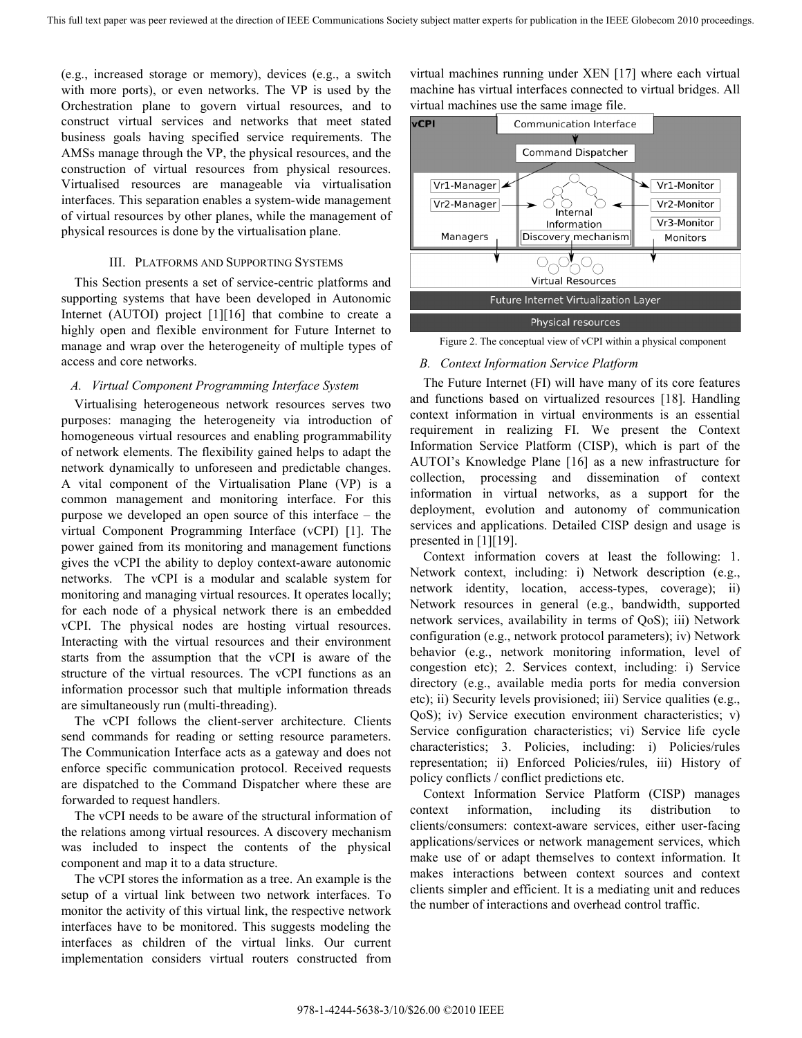(e.g., increased storage or memory), devices (e.g., a switch with more ports), or even networks. The VP is used by the Orchestration plane to govern virtual resources, and to construct virtual services and networks that meet stated business goals having specified service requirements. The AMSs manage through the VP, the physical resources, and the construction of virtual resources from physical resources. Virtualised resources are manageable via virtualisation interfaces. This separation enables a system-wide management of virtual resources by other planes, while the management of physical resources is done by the virtualisation plane.

## III. PLATFORMS AND SUPPORTING SYSTEMS

This Section presents a set of service-centric platforms and supporting systems that have been developed in Autonomic Internet (AUTOI) project [1][16] that combine to create a highly open and flexible environment for Future Internet to manage and wrap over the heterogeneity of multiple types of access and core networks.

### A. Virtual Component Programming Interface System

Virtualising heterogeneous network resources serves two purposes: managing the heterogeneity via introduction of homogeneous virtual resources and enabling programmability of network elements. The flexibility gained helps to adapt the network dynamically to unforeseen and predictable changes. A vital component of the Virtualisation Plane (VP) is a common management and monitoring interface. For this purpose we developed an open source of this interface – the virtual Component Programming Interface (vCPI) [1]. The power gained from its monitoring and management functions gives the vCPI the ability to deploy context-aware autonomic networks. The vCPI is a modular and scalable system for monitoring and managing virtual resources. It operates locally; for each node of a physical network there is an embedded vCPI. The physical nodes are hosting virtual resources. Interacting with the virtual resources and their environment starts from the assumption that the vCPI is aware of the structure of the virtual resources. The vCPI functions as an information processor such that multiple information threads are simultaneously run (multi-threading).

The vCPI follows the client-server architecture. Clients send commands for reading or setting resource parameters. The Communication Interface acts as a gateway and does not enforce specific communication protocol. Received requests are dispatched to the Command Dispatcher where these are forwarded to request handlers.

The vCPI needs to be aware of the structural information of the relations among virtual resources. A discovery mechanism was included to inspect the contents of the physical component and map it to a data structure.

The vCPI stores the information as a tree. An example is the setup of a virtual link between two network interfaces. To monitor the activity of this virtual link, the respective network interfaces have to be monitored. This suggests modeling the interfaces as children of the virtual links. Our current implementation considers virtual routers constructed from virtual machines running under XEN [17] where each virtual machine has virtual interfaces connected to virtual bridges. All virtual machines use the same image file.

vCPI
Communication Interface
Command Dispatcher
Vr1-Manager
Vr2-Manager
Managers
Internal Information
Discovery mechanism
Vr1-Monitor
Vr2-Monitor
Vr3-Monitor
Monitors
Virtual Resources
Future Internet Virtualization Layer
Physical resources

Figure 2. The conceptual view of vCPI within a physical component

### B. Context Information Service Platform

The Future Internet (FI) will have many of its core features and functions based on virtualized resources [18]. Handling context information in virtual environments is an essential requirement in realizing FI. We present the Context Information Service Platform (CISP), which is part of the AUTOI's Knowledge Plane [16] as a new infrastructure for collection, processing and dissemination of context information in virtual networks, as a support for the deployment, evolution and autonomy of communication services and applications. Detailed CISP design and usage is presented in [1][19].

Context information covers at least the following: 1. Network context, including: i) Network description (e.g., network identity, location, access-types, coverage); ii) Network resources in general (e.g., bandwidth, supported network services, availability in terms of QoS); iii) Network configuration (e.g., network protocol parameters); iv) Network behavior (e.g., network monitoring information, level of congestion etc); 2. Services context, including: i) Service directory (e.g., available media ports for media conversion etc); ii) Security levels provisioned; iii) Service qualities (e.g., QoS); iv) Service execution environment characteristics; v) Service configuration characteristics; vi) Service life cycle characteristics; 3. Policies, including: i) Policies/rules representation; ii) Enforced Policies/rules, iii) History of policy conflicts / conflict predictions etc.

Context Information Service Platform (CISP) manages context information, including its distribution to clients/consumers: context-aware services, either user-facing applications/services or network management services, which make use of or adapt themselves to context information. It makes interactions between context sources and context clients simpler and efficient. It is a mediating unit and reduces the number of interactions and overhead control traffic.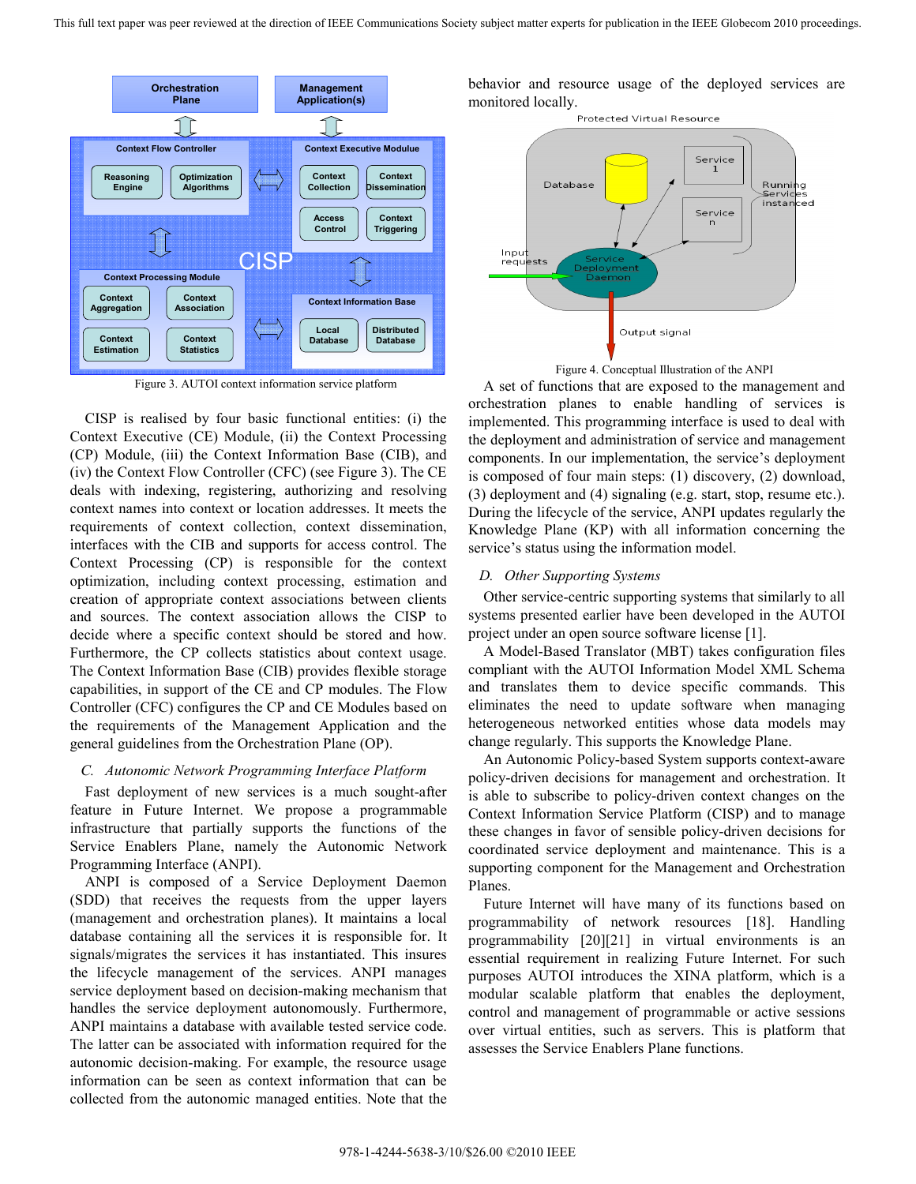Figure 3. AUTOI context information service platform

CISP is realised by four basic functional entities: (i) the Context Executive (CE) Module, (ii) the Context Processing (CP) Module, (iii) the Context Information Base (CIB), and (iv) the Context Flow Controller (CFC) (see Figure 3). The CE deals with indexing, registering, authorizing and resolving context names into context or location addresses. It meets the requirements of context collection, context dissemination, interfaces with the CIB and supports for access control. The Context Processing (CP) is responsible for the context optimization, including context processing, estimation and creation of appropriate context associations between clients and sources. The context association allows the CISP to decide where a specific context should be stored and how. Furthermore, the CP collects statistics about context usage. The Context Information Base (CIB) provides flexible storage capabilities, in support of the CE and CP modules. The Flow Controller (CFC) configures the CP and CE Modules based on the requirements of the Management Application and the general guidelines from the Orchestration Plane (OP).

### C. *Autonomic Network Programming Interface Platform*

Fast deployment of new services is a much sought-after feature in Future Internet. We propose a programmable infrastructure that partially supports the functions of the Service Enablers Plane, namely the Autonomic Network Programming Interface (ANPI).

ANPI is composed of a Service Deployment Daemon (SDD) that receives the requests from the upper layers (management and orchestration planes). It maintains a local database containing all the services it is responsible for. It signals/migrates the services it has instantiated. This insures the lifecycle management of the services. ANPI manages service deployment based on decision-making mechanism that handles the service deployment autonomously. Furthermore, ANPI maintains a database with available tested service code. The latter can be associated with information required for the autonomic decision-making. For example, the resource usage information can be seen as context information that can be collected from the autonomic managed entities. Note that the behavior and resource usage of the deployed services are monitored locally.

Figure 4. Conceptual Illustration of the ANPI

A set of functions that are exposed to the management and orchestration planes to enable handling of services is implemented. This programming interface is used to deal with the deployment and administration of service and management components. In our implementation, the service's deployment is composed of four main steps: (1) discovery, (2) download, (3) deployment and (4) signaling (e.g. start, stop, resume etc.). During the lifecycle of the service, ANPI updates regularly the Knowledge Plane (KP) with all information concerning the service's status using the information model.

### D. *Other Supporting Systems*

Other service-centric supporting systems that similarly to all systems presented earlier have been developed in the AUTOI project under an open source software license [1].

A Model-Based Translator (MBT) takes configuration files compliant with the AUTOI Information Model XML Schema and translates them to device specific commands. This eliminates the need to update software when managing heterogeneous networked entities whose data models may change regularly. This supports the Knowledge Plane.

An Autonomic Policy-based System supports context-aware policy-driven decisions for management and orchestration. It is able to subscribe to policy-driven context changes on the Context Information Service Platform (CISP) and to manage these changes in favor of sensible policy-driven decisions for coordinated service deployment and maintenance. This is a supporting component for the Management and Orchestration Planes.

Future Internet will have many of its functions based on programmability of network resources [18]. Handling programmability [20][21] in virtual environments is an essential requirement in realizing Future Internet. For such purposes AUTOI introduces the XINA platform, which is a modular scalable platform that enables the deployment, control and management of programmable or active sessions over virtual entities, such as servers. This is platform that assesses the Service Enablers Plane functions.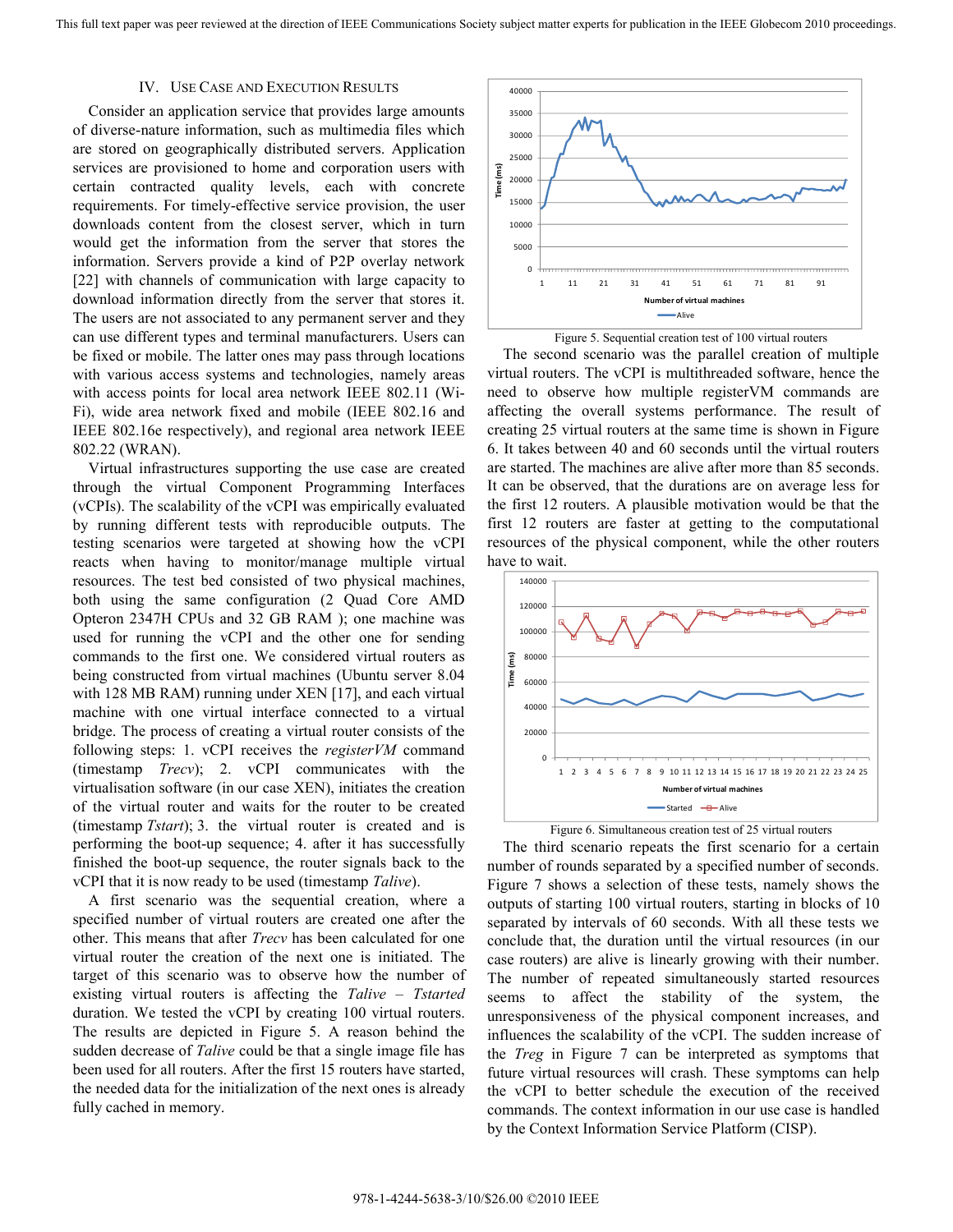## IV. USE CASE AND EXECUTION RESULTS

Consider an application service that provides large amounts of diverse-nature information, such as multimedia files which are stored on geographically distributed servers. Application services are provisioned to home and corporation users with certain contracted quality levels, each with concrete requirements. For timely-effective service provision, the user downloads content from the closest server, which in turn would get the information from the server that stores the information. Servers provide a kind of P2P overlay network [22] with channels of communication with large capacity to download information directly from the server that stores it. The users are not associated to any permanent server and they can use different types and terminal manufacturers. Users can be fixed or mobile. The latter ones may pass through locations with various access systems and technologies, namely areas with access points for local area network IEEE 802.11 (Wi-Fi), wide area network fixed and mobile (IEEE 802.16 and IEEE 802.16e respectively), and regional area network IEEE 802.22 (WRAN).

Virtual infrastructures supporting the use case are created through the virtual Component Programming Interfaces (vCPIs). The scalability of the vCPI was empirically evaluated by running different tests with reproducible outputs. The testing scenarios were targeted at showing how the vCPI reacts when having to monitor/manage multiple virtual resources. The test bed consisted of two physical machines, both using the same configuration (2 Quad Core AMD Opteron 2347H CPUs and 32 GB RAM ); one machine was used for running the vCPI and the other one for sending commands to the first one. We considered virtual routers as being constructed from virtual machines (Ubuntu server 8.04 with 128 MB RAM) running under XEN [17], and each virtual machine with one virtual interface connected to a virtual bridge. The process of creating a virtual router consists of the following steps: 1. vCPI receives the *registerVM* command (timestamp *Trecv*); 2. vCPI communicates with the virtualisation software (in our case XEN), initiates the creation of the virtual router and waits for the router to be created (timestamp *Tstart*); 3. the virtual router is created and is performing the boot-up sequence; 4. after it has successfully finished the boot-up sequence, the router signals back to the vCPI that it is now ready to be used (timestamp *Talive*).

A first scenario was the sequential creation, where a specified number of virtual routers are created one after the other. This means that after *Trecv* has been calculated for one virtual router the creation of the next one is initiated. The target of this scenario was to observe how the number of existing virtual routers is affecting the *Talive* – *Tstarted* duration. We tested the vCPI by creating 100 virtual routers. The results are depicted in Figure 5. A reason behind the sudden decrease of *Talive* could be that a single image file has been used for all routers. After the first 15 routers have started, the needed data for the initialization of the next ones is already fully cached in memory.

Figure 5. Sequential creation test of 100 virtual routers

The second scenario was the parallel creation of multiple virtual routers. The vCPI is multithreaded software, hence the need to observe how multiple registerVM commands are affecting the overall systems performance. The result of creating 25 virtual routers at the same time is shown in Figure 6. It takes between 40 and 60 seconds until the virtual routers are started. The machines are alive after more than 85 seconds. It can be observed, that the durations are on average less for the first 12 routers. A plausible motivation would be that the first 12 routers are faster at getting to the computational resources of the physical component, while the other routers have to wait.

Figure 6. Simultaneous creation test of 25 virtual routers

The third scenario repeats the first scenario for a certain number of rounds separated by a specified number of seconds. Figure 7 shows a selection of these tests, namely shows the outputs of starting 100 virtual routers, starting in blocks of 10 separated by intervals of 60 seconds. With all these tests we conclude that, the duration until the virtual resources (in our case routers) are alive is linearly growing with their number. The number of repeated simultaneously started resources seems to affect the stability of the system, the unresponsiveness of the physical component increases, and influences the scalability of the vCPI. The sudden increase of the *Treg* in Figure 7 can be interpreted as symptoms that future virtual resources will crash. These symptoms can help the vCPI to better schedule the execution of the received commands. The context information in our use case is handled by the Context Information Service Platform (CISP).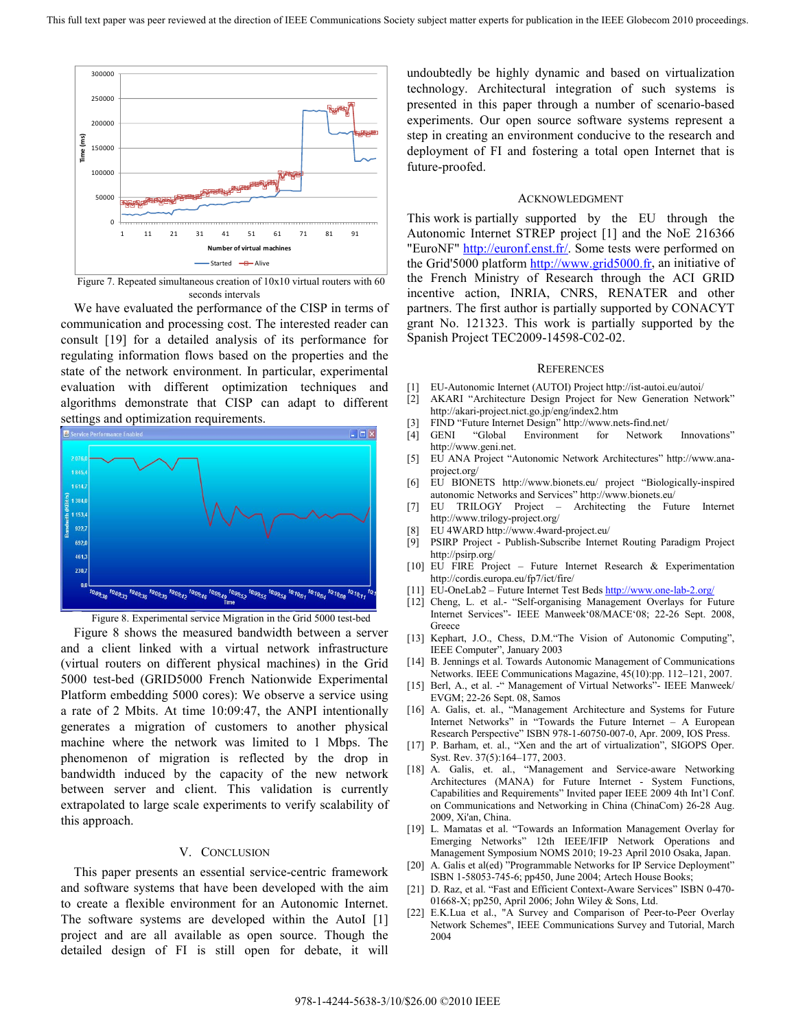300000
250000
200000
150000
100000
50000
0

Time (ms)

1 11 21 31 41 51 61 71 81 91

Number of virtual machines

Started Alive

Figure 7. Repeated simultaneous creation of 10x10 virtual routers with 60 seconds intervals

We have evaluated the performance of the CISP in terms of communication and processing cost. The interested reader can consult [19] for a detailed analysis of its performance for regulating information flows based on the properties and the state of the network environment. In particular, experimental evaluation with different optimization techniques and algorithms demonstrate that CISP can adapt to different settings and optimization requirements.

Service Performance Enabled

2 076,0
1 845,4
1 614,7
1 384,0
1 153,4
922,7
692,0
461,3
230,7
0,0

Bandwidth (KBit/s)

10:09:30 10:09:33 10:09:36 10:09:39 10:09:42 10:09:46 10:09:49 10:09:52 10:09:55 10:09:58 10:10:01 10:10:04 10:10:08 10:10:11 10:1

Time

Figure 8. Experimental service Migration in the Grid 5000 test-bed

Figure 8 shows the measured bandwidth between a server and a client linked with a virtual network infrastructure (virtual routers on different physical machines) in the Grid 5000 test-bed (GRID5000 French Nationwide Experimental Platform embedding 5000 cores): We observe a service using a rate of 2 Mbits. At time 10:09:47, the ANPI intentionally generates a migration of customers to another physical machine where the network was limited to 1 Mbps. The phenomenon of migration is reflected by the drop in bandwidth induced by the capacity of the new network between server and client. This validation is currently extrapolated to large scale experiments to verify scalability of this approach.

## V. CONCLUSION

This paper presents an essential service-centric framework and software systems that have been developed with the aim to create a flexible environment for an Autonomic Internet. The software systems are developed within the AutoI [1] project and are all available as open source. Though the detailed design of FI is still open for debate, it will undoubtedly be highly dynamic and based on virtualization technology. Architectural integration of such systems is presented in this paper through a number of scenario-based experiments. Our open source software systems represent a step in creating an environment conducive to the research and deployment of FI and fostering a total open Internet that is future-proofed.

## ACKNOWLEDGMENT

This work is partially supported by the EU through the Autonomic Internet STREP project [1] and the NoE 216366 "EuroNF" http://euronf.enst.fr/. Some tests were performed on the Grid'5000 platform http://www.grid5000.fr, an initiative of the French Ministry of Research through the ACI GRID incentive action, INRIA, CNRS, RENATER and other partners. The first author is partially supported by CONACYT grant No. 121323. This work is partially supported by the Spanish Project TEC2009-14598-C02-02.

## REFERENCES

[1] EU-Autonomic Internet (AUTOI) Project http://ist-autoi.eu/autoi/
[2] AKARI "Architecture Design Project for New Generation Network" http://akari-project.nict.go.jp/eng/index2.htm
[3] FIND "Future Internet Design" http://www.nets-find.net/
[4] GENI "Global Environment for Network Innovations" http://www.geni.net.
[5] EU ANA Project "Autonomic Network Architectures" http://www.ana-project.org/
[6] EU BIONETS http://www.bionets.eu/ project "Biologically-inspired autonomic Networks and Services" http://www.bionets.eu/
[7] EU TRILOGY Project – Architecting the Future Internet http://www.trilogy-project.org/
[8] EU 4WARD http://www.4ward-project.eu/
[9] PSIRP Project - Publish-Subscribe Internet Routing Paradigm Project http://psirp.org/
[10] EU FIRE Project – Future Internet Research & Experimentation http://cordis.europa.eu/fp7/ict/fire/
[11] EU-OneLab2 – Future Internet Test Beds http://www.one-lab-2.org/
[12] Cheng, L. et al.- "Self-organising Management Overlays for Future Internet Services"- IEEE Manweek'08/MACE'08; 22-26 Sept. 2008, Greece
[13] Kephart, J.O., Chess, D.M."The Vision of Autonomic Computing", IEEE Computer", January 2003
[14] B. Jennings et al. Towards Autonomic Management of Communications Networks. IEEE Communications Magazine, 45(10):pp. 112–121, 2007.
[15] Berl, A., et al. -" Management of Virtual Networks"- IEEE Manweek/ EVGM; 22-26 Sept. 08, Samos
[16] A. Galis, et. al., "Management Architecture and Systems for Future Internet Networks" in "Towards the Future Internet – A European Research Perspective" ISBN 978-1-60750-007-0, Apr. 2009, IOS Press.
[17] P. Barham, et. al., "Xen and the art of virtualization", SIGOPS Oper. Syst. Rev. 37(5):164–177, 2003.
[18] A. Galis, et. al., "Management and Service-aware Networking Architectures (MANA) for Future Internet - System Functions, Capabilities and Requirements" Invited paper IEEE 2009 4th Int'l Conf. on Communications and Networking in China (ChinaCom) 26-28 Aug. 2009, Xi'an, China.
[19] L. Mamatas et al. "Towards an Information Management Overlay for Emerging Networks" 12th IEEE/IFIP Network Operations and Management Symposium NOMS 2010; 19-23 April 2010 Osaka, Japan.
[20] A. Galis et al(ed) "Programmable Networks for IP Service Deployment" ISBN 1-58053-745-6; pp450, June 2004; Artech House Books;
[21] D. Raz, et al. "Fast and Efficient Context-Aware Services" ISBN 0-470-01668-X; pp250, April 2006; John Wiley & Sons, Ltd.
[22] E.K.Lua et al., "A Survey and Comparison of Peer-to-Peer Overlay Network Schemes", IEEE Communications Survey and Tutorial, March 2004